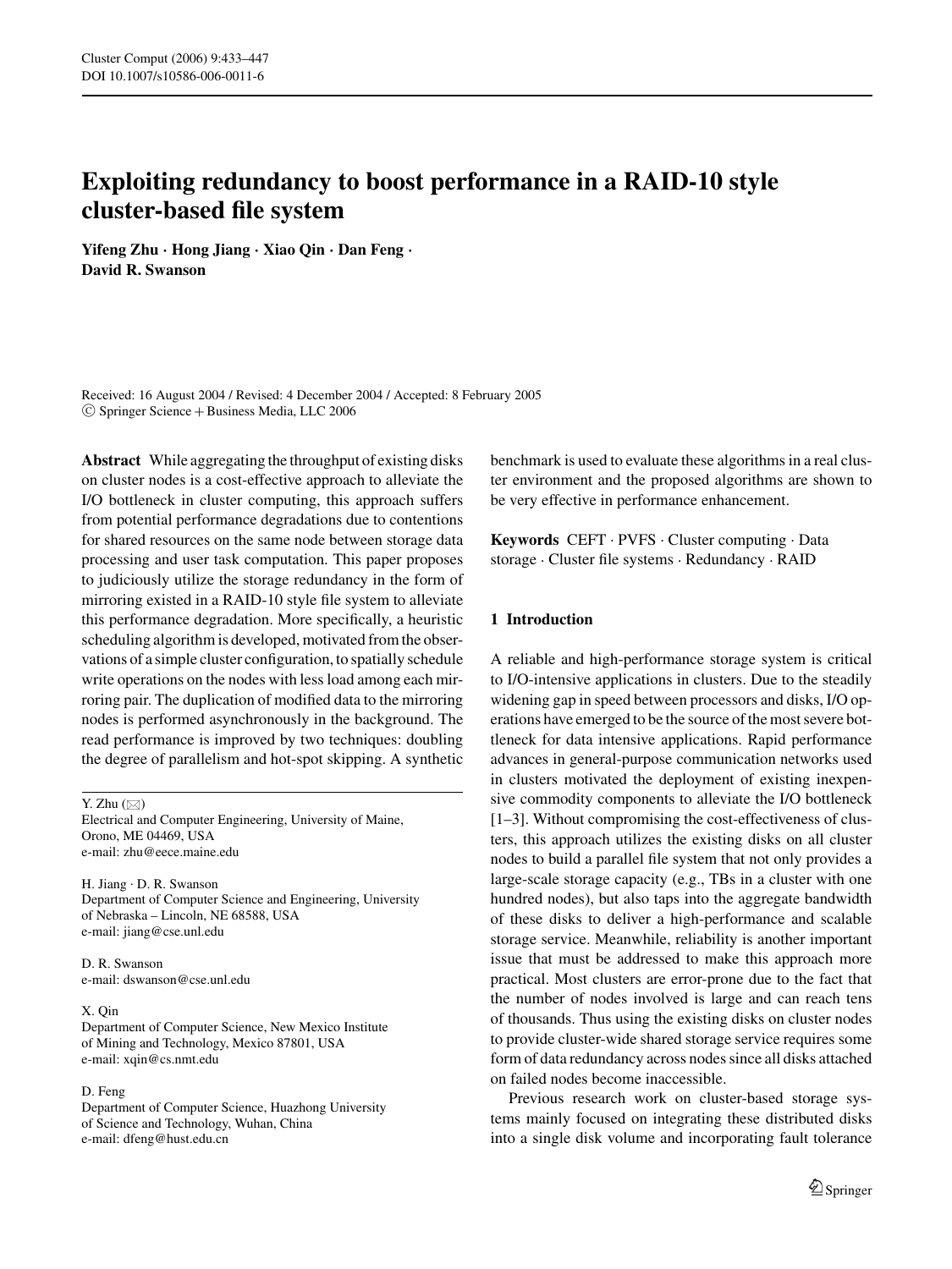# Exploiting redundancy to boost performance in a RAID-10 style cluster-based file system

**Yifeng Zhu · Hong Jiang · Xiao Qin · Dan Feng · David R. Swanson**

Received: 16 August 2004 / Revised: 4 December 2004 / Accepted: 8 February 2005
© Springer Science + Business Media, LLC 2006

**Abstract** While aggregating the throughput of existing disks on cluster nodes is a cost-effective approach to alleviate the I/O bottleneck in cluster computing, this approach suffers from potential performance degradations due to contentions for shared resources on the same node between storage data processing and user task computation. This paper proposes to judiciously utilize the storage redundancy in the form of mirroring existed in a RAID-10 style file system to alleviate this performance degradation. More specifically, a heuristic scheduling algorithm is developed, motivated from the observations of a simple cluster configuration, to spatially schedule write operations on the nodes with less load among each mirroring pair. The duplication of modified data to the mirroring nodes is performed asynchronously in the background. The read performance is improved by two techniques: doubling the degree of parallelism and hot-spot skipping. A synthetic benchmark is used to evaluate these algorithms in a real cluster environment and the proposed algorithms are shown to be very effective in performance enhancement.

**Keywords** CEFT · PVFS · Cluster computing · Data storage · Cluster file systems · Redundancy · RAID

Y. Zhu (✉)
Electrical and Computer Engineering, University of Maine, Orono, ME 04469, USA
e-mail: zhu@eece.maine.edu

H. Jiang · D. R. Swanson
Department of Computer Science and Engineering, University of Nebraska – Lincoln, NE 68588, USA
e-mail: jiang@cse.unl.edu

D. R. Swanson
e-mail: dswanson@cse.unl.edu

X. Qin
Department of Computer Science, New Mexico Institute of Mining and Technology, Mexico 87801, USA
e-mail: xqin@cs.nmt.edu

D. Feng
Department of Computer Science, Huazhong University of Science and Technology, Wuhan, China
e-mail: dfeng@hust.edu.cn

## 1 Introduction

A reliable and high-performance storage system is critical to I/O-intensive applications in clusters. Due to the steadily widening gap in speed between processors and disks, I/O operations have emerged to be the source of the most severe bottleneck for data intensive applications. Rapid performance advances in general-purpose communication networks used in clusters motivated the deployment of existing inexpensive commodity components to alleviate the I/O bottleneck [1–3]. Without compromising the cost-effectiveness of clusters, this approach utilizes the existing disks on all cluster nodes to build a parallel file system that not only provides a large-scale storage capacity (e.g., TBs in a cluster with one hundred nodes), but also taps into the aggregate bandwidth of these disks to deliver a high-performance and scalable storage service. Meanwhile, reliability is another important issue that must be addressed to make this approach more practical. Most clusters are error-prone due to the fact that the number of nodes involved is large and can reach tens of thousands. Thus using the existing disks on cluster nodes to provide cluster-wide shared storage service requires some form of data redundancy across nodes since all disks attached on failed nodes become inaccessible.

Previous research work on cluster-based storage systems mainly focused on integrating these distributed disks into a single disk volume and incorporating fault tolerance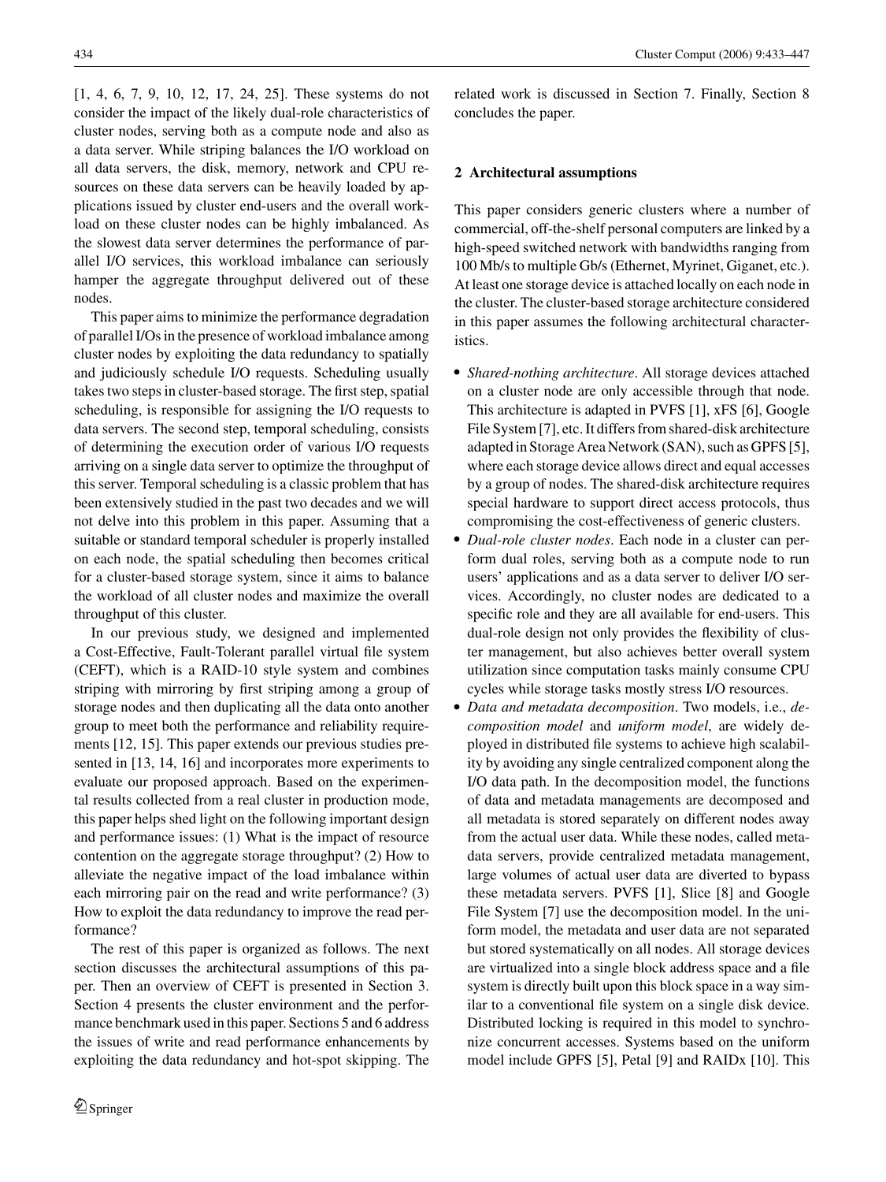[1, 4, 6, 7, 9, 10, 12, 17, 24, 25]. These systems do not consider the impact of the likely dual-role characteristics of cluster nodes, serving both as a compute node and also as a data server. While striping balances the I/O workload on all data servers, the disk, memory, network and CPU resources on these data servers can be heavily loaded by applications issued by cluster end-users and the overall workload on these cluster nodes can be highly imbalanced. As the slowest data server determines the performance of parallel I/O services, this workload imbalance can seriously hamper the aggregate throughput delivered out of these nodes.

This paper aims to minimize the performance degradation of parallel I/Os in the presence of workload imbalance among cluster nodes by exploiting the data redundancy to spatially and judiciously schedule I/O requests. Scheduling usually takes two steps in cluster-based storage. The first step, spatial scheduling, is responsible for assigning the I/O requests to data servers. The second step, temporal scheduling, consists of determining the execution order of various I/O requests arriving on a single data server to optimize the throughput of this server. Temporal scheduling is a classic problem that has been extensively studied in the past two decades and we will not delve into this problem in this paper. Assuming that a suitable or standard temporal scheduler is properly installed on each node, the spatial scheduling then becomes critical for a cluster-based storage system, since it aims to balance the workload of all cluster nodes and maximize the overall throughput of this cluster.

In our previous study, we designed and implemented a Cost-Effective, Fault-Tolerant parallel virtual file system (CEFT), which is a RAID-10 style system and combines striping with mirroring by first striping among a group of storage nodes and then duplicating all the data onto another group to meet both the performance and reliability requirements [12, 15]. This paper extends our previous studies presented in [13, 14, 16] and incorporates more experiments to evaluate our proposed approach. Based on the experimental results collected from a real cluster in production mode, this paper helps shed light on the following important design and performance issues: (1) What is the impact of resource contention on the aggregate storage throughput? (2) How to alleviate the negative impact of the load imbalance within each mirroring pair on the read and write performance? (3) How to exploit the data redundancy to improve the read performance?

The rest of this paper is organized as follows. The next section discusses the architectural assumptions of this paper. Then an overview of CEFT is presented in Section 3. Section 4 presents the cluster environment and the performance benchmark used in this paper. Sections 5 and 6 address the issues of write and read performance enhancements by exploiting the data redundancy and hot-spot skipping. The related work is discussed in Section 7. Finally, Section 8 concludes the paper.

## 2 Architectural assumptions

This paper considers generic clusters where a number of commercial, off-the-shelf personal computers are linked by a high-speed switched network with bandwidths ranging from 100 Mb/s to multiple Gb/s (Ethernet, Myrinet, Giganet, etc.). At least one storage device is attached locally on each node in the cluster. The cluster-based storage architecture considered in this paper assumes the following architectural characteristics.

- *Shared-nothing architecture*. All storage devices attached on a cluster node are only accessible through that node. This architecture is adapted in PVFS [1], xFS [6], Google File System [7], etc. It differs from shared-disk architecture adapted in Storage Area Network (SAN), such as GPFS [5], where each storage device allows direct and equal accesses by a group of nodes. The shared-disk architecture requires special hardware to support direct access protocols, thus compromising the cost-effectiveness of generic clusters.
- *Dual-role cluster nodes*. Each node in a cluster can perform dual roles, serving both as a compute node to run users' applications and as a data server to deliver I/O services. Accordingly, no cluster nodes are dedicated to a specific role and they are all available for end-users. This dual-role design not only provides the flexibility of cluster management, but also achieves better overall system utilization since computation tasks mainly consume CPU cycles while storage tasks mostly stress I/O resources.
- *Data and metadata decomposition*. Two models, i.e., *decomposition model* and *uniform model*, are widely deployed in distributed file systems to achieve high scalability by avoiding any single centralized component along the I/O data path. In the decomposition model, the functions of data and metadata managements are decomposed and all metadata is stored separately on different nodes away from the actual user data. While these nodes, called metadata servers, provide centralized metadata management, large volumes of actual user data are diverted to bypass these metadata servers. PVFS [1], Slice [8] and Google File System [7] use the decomposition model. In the uniform model, the metadata and user data are not separated but stored systematically on all nodes. All storage devices are virtualized into a single block address space and a file system is directly built upon this block space in a way similar to a conventional file system on a single disk device. Distributed locking is required in this model to synchronize concurrent accesses. Systems based on the uniform model include GPFS [5], Petal [9] and RAIDx [10]. This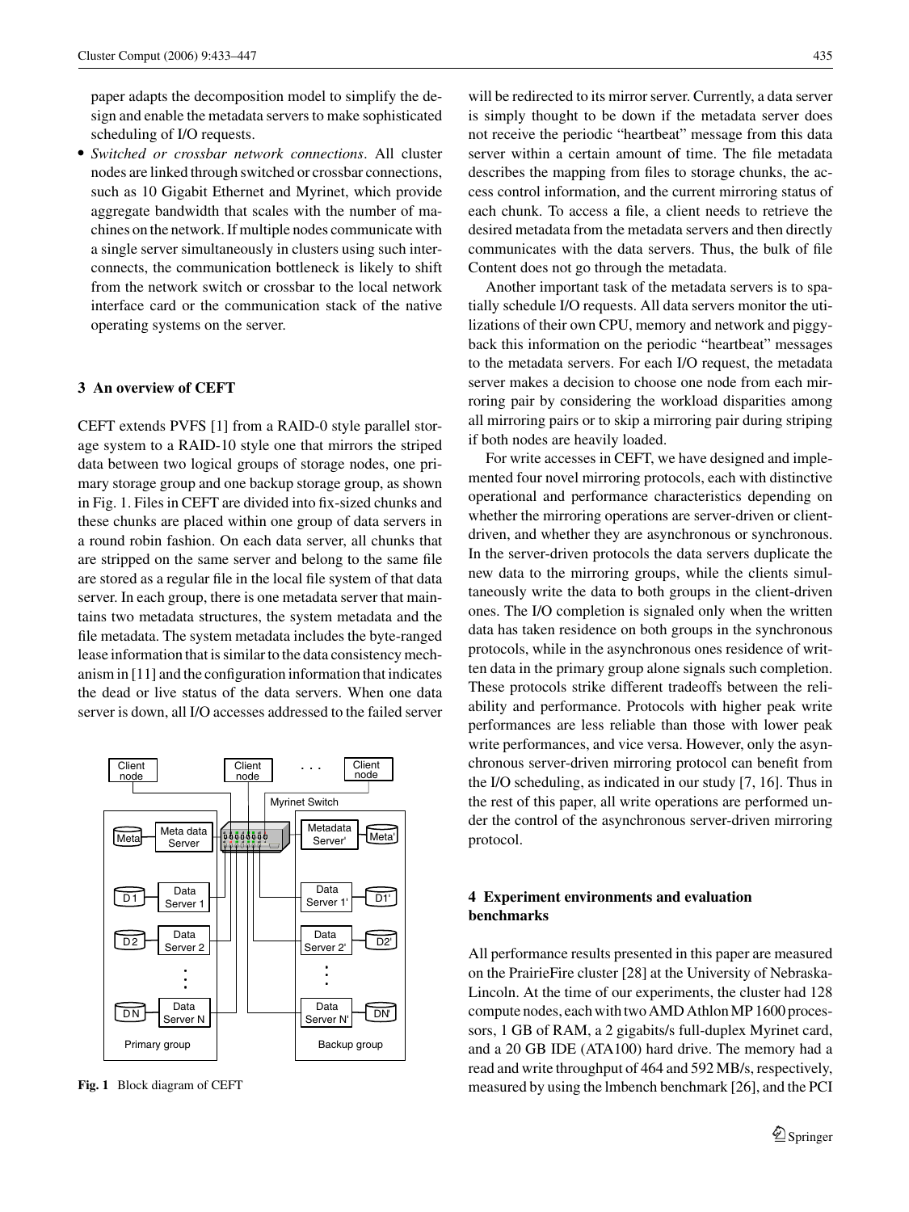paper adapts the decomposition model to simplify the design and enable the metadata servers to make sophisticated scheduling of I/O requests.

- *Switched or crossbar network connections*. All cluster nodes are linked through switched or crossbar connections, such as 10 Gigabit Ethernet and Myrinet, which provide aggregate bandwidth that scales with the number of machines on the network. If multiple nodes communicate with a single server simultaneously in clusters using such interconnects, the communication bottleneck is likely to shift from the network switch or crossbar to the local network interface card or the communication stack of the native operating systems on the server.

## 3 An overview of CEFT

CEFT extends PVFS [1] from a RAID-0 style parallel storage system to a RAID-10 style one that mirrors the striped data between two logical groups of storage nodes, one primary storage group and one backup storage group, as shown in Fig. 1. Files in CEFT are divided into fix-sized chunks and these chunks are placed within one group of data servers in a round robin fashion. On each data server, all chunks that are stripped on the same server and belong to the same file are stored as a regular file in the local file system of that data server. In each group, there is one metadata server that maintains two metadata structures, the system metadata and the file metadata. The system metadata includes the byte-ranged lease information that is similar to the data consistency mechanism in [11] and the configuration information that indicates the dead or live status of the data servers. When one data server is down, all I/O accesses addressed to the failed server will be redirected to its mirror server. Currently, a data server is simply thought to be down if the metadata server does not receive the periodic "heartbeat" message from this data server within a certain amount of time. The file metadata describes the mapping from files to storage chunks, the access control information, and the current mirroring status of each chunk. To access a file, a client needs to retrieve the desired metadata from the metadata servers and then directly communicates with the data servers. Thus, the bulk of file Content does not go through the metadata.

**Fig. 1** Block diagram of CEFT

Another important task of the metadata servers is to spatially schedule I/O requests. All data servers monitor the utilizations of their own CPU, memory and network and piggyback this information on the periodic "heartbeat" messages to the metadata servers. For each I/O request, the metadata server makes a decision to choose one node from each mirroring pair by considering the workload disparities among all mirroring pairs or to skip a mirroring pair during striping if both nodes are heavily loaded.

For write accesses in CEFT, we have designed and implemented four novel mirroring protocols, each with distinctive operational and performance characteristics depending on whether the mirroring operations are server-driven or client-driven, and whether they are asynchronous or synchronous. In the server-driven protocols the data servers duplicate the new data to the mirroring groups, while the clients simultaneously write the data to both groups in the client-driven ones. The I/O completion is signaled only when the written data has taken residence on both groups in the synchronous protocols, while in the asynchronous ones residence of written data in the primary group alone signals such completion. These protocols strike different tradeoffs between the reliability and performance. Protocols with higher peak write performances are less reliable than those with lower peak write performances, and vice versa. However, only the asynchronous server-driven mirroring protocol can benefit from the I/O scheduling, as indicated in our study [7, 16]. Thus in the rest of this paper, all write operations are performed under the control of the asynchronous server-driven mirroring protocol.

## 4 Experiment environments and evaluation benchmarks

All performance results presented in this paper are measured on the PrairieFire cluster [28] at the University of Nebraska-Lincoln. At the time of our experiments, the cluster had 128 compute nodes, each with two AMD Athlon MP 1600 processors, 1 GB of RAM, a 2 gigabits/s full-duplex Myrinet card, and a 20 GB IDE (ATA100) hard drive. The memory had a read and write throughput of 464 and 592 MB/s, respectively, measured by using the lmbench benchmark [26], and the PCI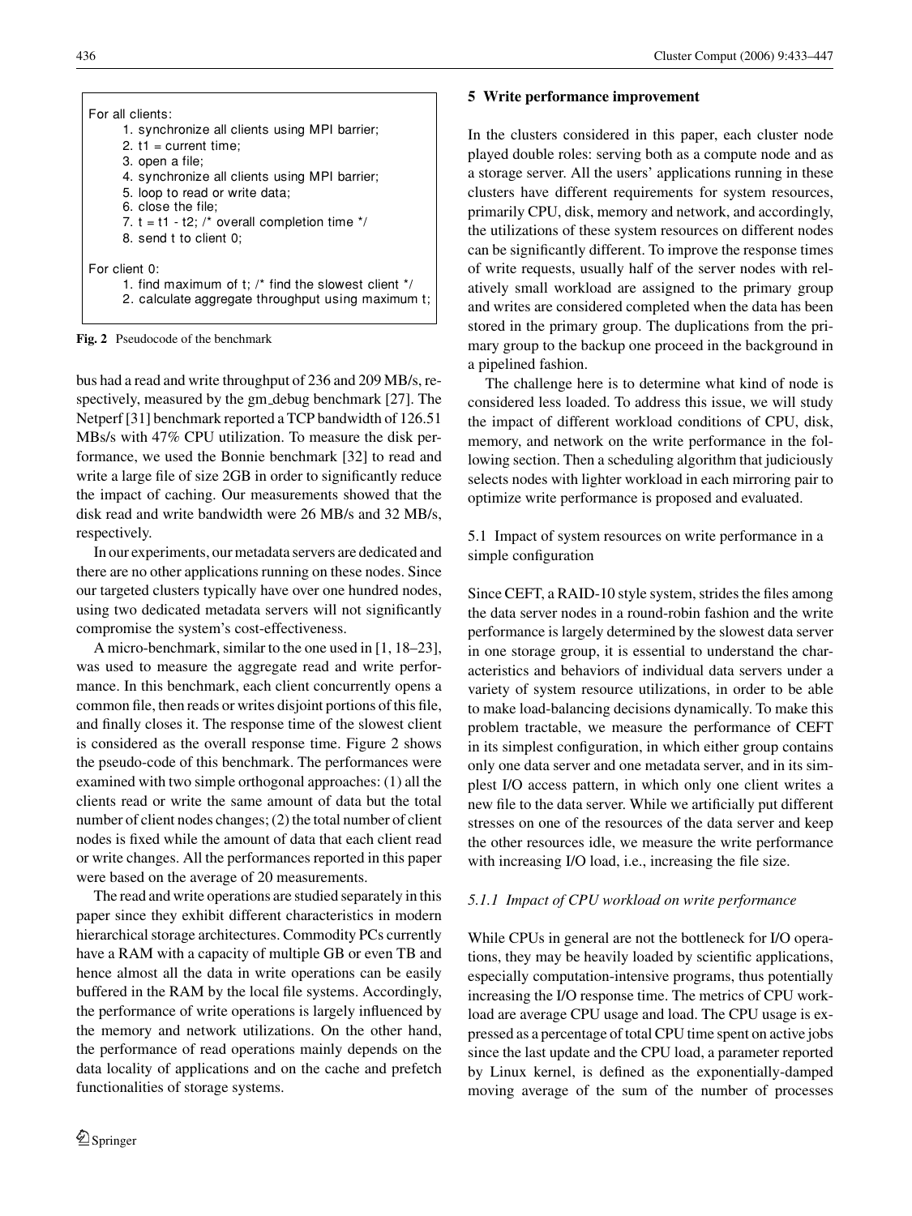```
For all clients:
    1. synchronize all clients using MPI barrier;
    2. t1 = current time;
    3. open a file;
    4. synchronize all clients using MPI barrier;
    5. loop to read or write data;
    6. close the file;
    7. t = t1 - t2; /* overall completion time */
    8. send t to client 0;

For client 0:
    1. find maximum of t; /* find the slowest client */
    2. calculate aggregate throughput using maximum t;
```

**Fig. 2** Pseudocode of the benchmark

bus had a read and write throughput of 236 and 209 MB/s, respectively, measured by the gm_debug benchmark [27]. The Netperf [31] benchmark reported a TCP bandwidth of 126.51 MBs/s with 47% CPU utilization. To measure the disk performance, we used the Bonnie benchmark [32] to read and write a large file of size 2GB in order to significantly reduce the impact of caching. Our measurements showed that the disk read and write bandwidth were 26 MB/s and 32 MB/s, respectively.

In our experiments, our metadata servers are dedicated and there are no other applications running on these nodes. Since our targeted clusters typically have over one hundred nodes, using two dedicated metadata servers will not significantly compromise the system's cost-effectiveness.

A micro-benchmark, similar to the one used in [1, 18–23], was used to measure the aggregate read and write performance. In this benchmark, each client concurrently opens a common file, then reads or writes disjoint portions of this file, and finally closes it. The response time of the slowest client is considered as the overall response time. Figure 2 shows the pseudo-code of this benchmark. The performances were examined with two simple orthogonal approaches: (1) all the clients read or write the same amount of data but the total number of client nodes changes; (2) the total number of client nodes is fixed while the amount of data that each client read or write changes. All the performances reported in this paper were based on the average of 20 measurements.

The read and write operations are studied separately in this paper since they exhibit different characteristics in modern hierarchical storage architectures. Commodity PCs currently have a RAM with a capacity of multiple GB or even TB and hence almost all the data in write operations can be easily buffered in the RAM by the local file systems. Accordingly, the performance of write operations is largely influenced by the memory and network utilizations. On the other hand, the performance of read operations mainly depends on the data locality of applications and on the cache and prefetch functionalities of storage systems.

## 5 Write performance improvement

In the clusters considered in this paper, each cluster node played double roles: serving both as a compute node and as a storage server. All the users' applications running in these clusters have different requirements for system resources, primarily CPU, disk, memory and network, and accordingly, the utilizations of these system resources on different nodes can be significantly different. To improve the response times of write requests, usually half of the server nodes with relatively small workload are assigned to the primary group and writes are considered completed when the data has been stored in the primary group. The duplications from the primary group to the backup one proceed in the background in a pipelined fashion.

The challenge here is to determine what kind of node is considered less loaded. To address this issue, we will study the impact of different workload conditions of CPU, disk, memory, and network on the write performance in the following section. Then a scheduling algorithm that judiciously selects nodes with lighter workload in each mirroring pair to optimize write performance is proposed and evaluated.

### 5.1 Impact of system resources on write performance in a simple configuration

Since CEFT, a RAID-10 style system, strides the files among the data server nodes in a round-robin fashion and the write performance is largely determined by the slowest data server in one storage group, it is essential to understand the characteristics and behaviors of individual data servers under a variety of system resource utilizations, in order to be able to make load-balancing decisions dynamically. To make this problem tractable, we measure the performance of CEFT in its simplest configuration, in which either group contains only one data server and one metadata server, and in its simplest I/O access pattern, in which only one client writes a new file to the data server. While we artificially put different stresses on one of the resources of the data server and keep the other resources idle, we measure the write performance with increasing I/O load, i.e., increasing the file size.

#### *5.1.1 Impact of CPU workload on write performance*

While CPUs in general are not the bottleneck for I/O operations, they may be heavily loaded by scientific applications, especially computation-intensive programs, thus potentially increasing the I/O response time. The metrics of CPU workload are average CPU usage and load. The CPU usage is expressed as a percentage of total CPU time spent on active jobs since the last update and the CPU load, a parameter reported by Linux kernel, is defined as the exponentially-damped moving average of the sum of the number of processes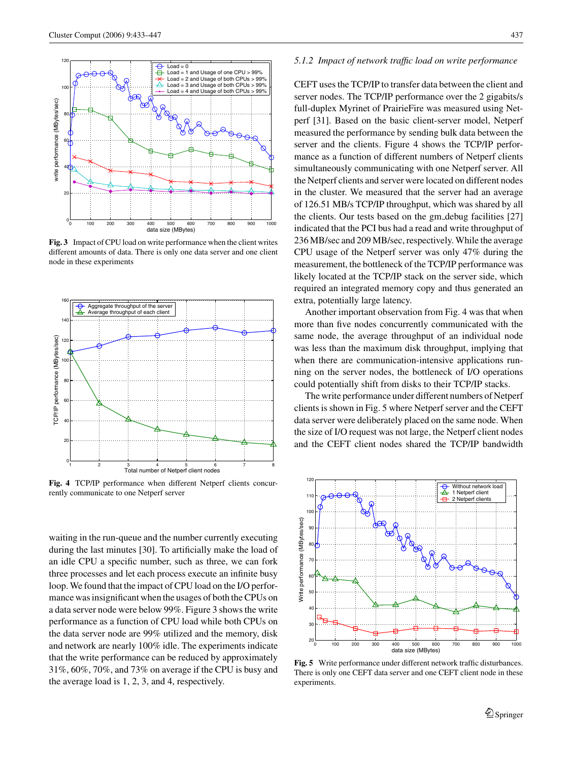**Fig. 3** Impact of CPU load on write performance when the client writes different amounts of data. There is only one data server and one client node in these experiments

**Fig. 4** TCP/IP performance when different Netperf clients concurrently communicate to one Netperf server

waiting in the run-queue and the number currently executing during the last minutes [30]. To artificially make the load of an idle CPU a specific number, such as three, we can fork three processes and let each process execute an infinite busy loop. We found that the impact of CPU load on the I/O performance was insignificant when the usages of both the CPUs on a data server node were below 99%. Figure 3 shows the write performance as a function of CPU load while both CPUs on the data server node are 99% utilized and the memory, disk and network are nearly 100% idle. The experiments indicate that the write performance can be reduced by approximately 31%, 60%, 70%, and 73% on average if the CPU is busy and the average load is 1, 2, 3, and 4, respectively.

### 5.1.2 *Impact of network traffic load on write performance*

CEFT uses the TCP/IP to transfer data between the client and server nodes. The TCP/IP performance over the 2 gigabits/s full-duplex Myrinet of PrairieFire was measured using Netperf [31]. Based on the basic client-server model, Netperf measured the performance by sending bulk data between the server and the clients. Figure 4 shows the TCP/IP performance as a function of different numbers of Netperf clients simultaneously communicating with one Netperf server. All the Netperf clients and server were located on different nodes in the cluster. We measured that the server had an average of 126.51 MB/s TCP/IP throughput, which was shared by all the clients. Our tests based on the gm_debug facilities [27] indicated that the PCI bus had a read and write throughput of 236 MB/sec and 209 MB/sec, respectively. While the average CPU usage of the Netperf server was only 47% during the measurement, the bottleneck of the TCP/IP performance was likely located at the TCP/IP stack on the server side, which required an integrated memory copy and thus generated an extra, potentially large latency.

Another important observation from Fig. 4 was that when more than five nodes concurrently communicated with the same node, the average throughput of an individual node was less than the maximum disk throughput, implying that when there are communication-intensive applications running on the server nodes, the bottleneck of I/O operations could potentially shift from disks to their TCP/IP stacks.

The write performance under different numbers of Netperf clients is shown in Fig. 5 where Netperf server and the CEFT data server were deliberately placed on the same node. When the size of I/O request was not large, the Netperf client nodes and the CEFT client nodes shared the TCP/IP bandwidth

**Fig. 5** Write performance under different network traffic disturbances. There is only one CEFT data server and one CEFT client node in these experiments.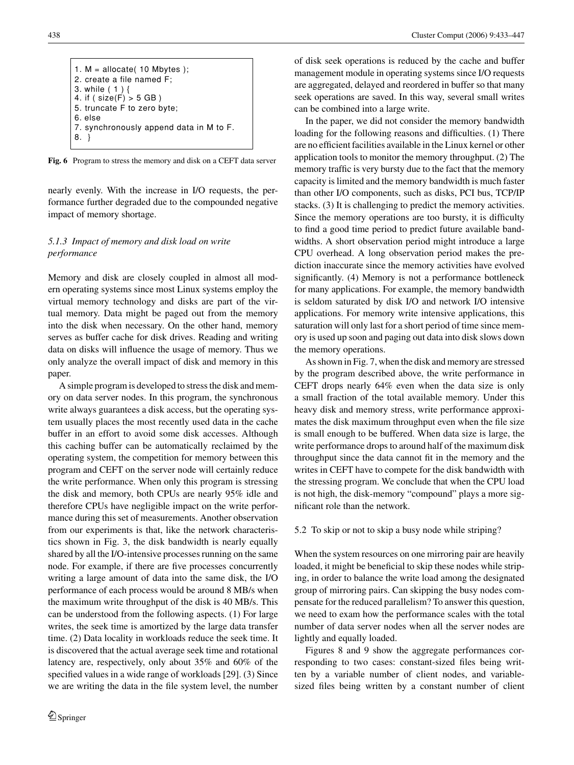```
1. M = allocate( 10 Mbytes );
2. create a file named F;
3. while ( 1 ) {
4. if ( size(F) > 5 GB )
5. truncate F to zero byte;
6. else
7. synchronously append data in M to F.
8. }
```

**Fig. 6** Program to stress the memory and disk on a CEFT data server

nearly evenly. With the increase in I/O requests, the performance further degraded due to the compounded negative impact of memory shortage.

#### *5.1.3 Impact of memory and disk load on write performance*

Memory and disk are closely coupled in almost all modern operating systems since most Linux systems employ the virtual memory technology and disks are part of the virtual memory. Data might be paged out from the memory into the disk when necessary. On the other hand, memory serves as buffer cache for disk drives. Reading and writing data on disks will influence the usage of memory. Thus we only analyze the overall impact of disk and memory in this paper.

A simple program is developed to stress the disk and memory on data server nodes. In this program, the synchronous write always guarantees a disk access, but the operating system usually places the most recently used data in the cache buffer in an effort to avoid some disk accesses. Although this caching buffer can be automatically reclaimed by the operating system, the competition for memory between this program and CEFT on the server node will certainly reduce the write performance. When only this program is stressing the disk and memory, both CPUs are nearly 95% idle and therefore CPUs have negligible impact on the write performance during this set of measurements. Another observation from our experiments is that, like the network characteristics shown in Fig. 3, the disk bandwidth is nearly equally shared by all the I/O-intensive processes running on the same node. For example, if there are five processes concurrently writing a large amount of data into the same disk, the I/O performance of each process would be around 8 MB/s when the maximum write throughput of the disk is 40 MB/s. This can be understood from the following aspects. (1) For large writes, the seek time is amortized by the large data transfer time. (2) Data locality in workloads reduce the seek time. It is discovered that the actual average seek time and rotational latency are, respectively, only about 35% and 60% of the specified values in a wide range of workloads [29]. (3) Since we are writing the data in the file system level, the number of disk seek operations is reduced by the cache and buffer management module in operating systems since I/O requests are aggregated, delayed and reordered in buffer so that many seek operations are saved. In this way, several small writes can be combined into a large write.

In the paper, we did not consider the memory bandwidth loading for the following reasons and difficulties. (1) There are no efficient facilities available in the Linux kernel or other application tools to monitor the memory throughput. (2) The memory traffic is very bursty due to the fact that the memory capacity is limited and the memory bandwidth is much faster than other I/O components, such as disks, PCI bus, TCP/IP stacks. (3) It is challenging to predict the memory activities. Since the memory operations are too bursty, it is difficulty to find a good time period to predict future available bandwidths. A short observation period might introduce a large CPU overhead. A long observation period makes the prediction inaccurate since the memory activities have evolved significantly. (4) Memory is not a performance bottleneck for many applications. For example, the memory bandwidth is seldom saturated by disk I/O and network I/O intensive applications. For memory write intensive applications, this saturation will only last for a short period of time since memory is used up soon and paging out data into disk slows down the memory operations.

As shown in Fig. 7, when the disk and memory are stressed by the program described above, the write performance in CEFT drops nearly 64% even when the data size is only a small fraction of the total available memory. Under this heavy disk and memory stress, write performance approximates the disk maximum throughput even when the file size is small enough to be buffered. When data size is large, the write performance drops to around half of the maximum disk throughput since the data cannot fit in the memory and the writes in CEFT have to compete for the disk bandwidth with the stressing program. We conclude that when the CPU load is not high, the disk-memory "compound" plays a more significant role than the network.

### 5.2 To skip or not to skip a busy node while striping?

When the system resources on one mirroring pair are heavily loaded, it might be beneficial to skip these nodes while striping, in order to balance the write load among the designated group of mirroring pairs. Can skipping the busy nodes compensate for the reduced parallelism? To answer this question, we need to exam how the performance scales with the total number of data server nodes when all the server nodes are lightly and equally loaded.

Figures 8 and 9 show the aggregate performances corresponding to two cases: constant-sized files being written by a variable number of client nodes, and variable-sized files being written by a constant number of client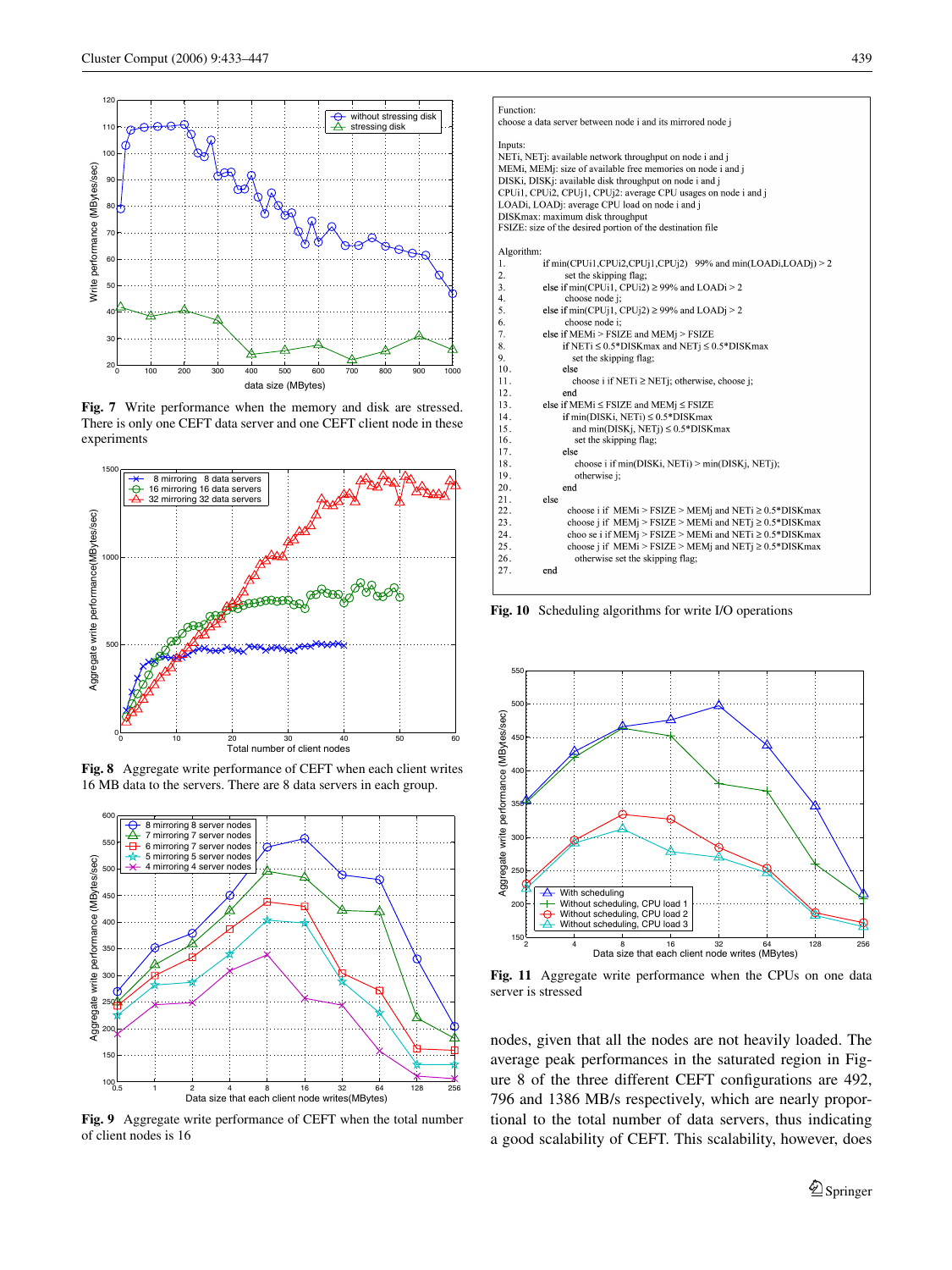**Fig. 7** Write performance when the memory and disk are stressed. There is only one CEFT data server and one CEFT client node in these experiments

**Fig. 8** Aggregate write performance of CEFT when each client writes 16 MB data to the servers. There are 8 data servers in each group.

**Fig. 9** Aggregate write performance of CEFT when the total number of client nodes is 16

```
Function:
choose a data server between node i and its mirrored node j

Inputs:
NETi, NETj: available network throughput on node i and j
MEMi, MEMj: size of available free memories on node i and j
DISKi, DISKj: available disk throughput on node i and j
CPUi1, CPUi2, CPUj1, CPUj2: average CPU usages on node i and j
LOADi, LOADj: average CPU load on node i and j
DISKmax: maximum disk throughput
FSIZE: size of the desired portion of the destination file

Algorithm:
1.    if min(CPUi1,CPUi2,CPUj1,CPUj2)   99% and min(LOADi,LOADj) > 2
2.        set the skipping flag;
3.    else if min(CPUi1, CPUi2) ≥ 99% and LOADi > 2
4.        choose node j;
5.    else if min(CPUj1, CPUj2) ≥ 99% and LOADj > 2
6.        choose node i;
7.    else if MEMi > FSIZE and MEMj > FSIZE
8.        if NETi ≤ 0.5*DISKmax and NETj ≤ 0.5*DISKmax
9.            set the skipping flag;
10.       else
11.           choose i if NETi ≥ NETj; otherwise, choose j;
12.       end
13.   else if MEMi ≤ FSIZE and MEMj ≤ FSIZE
14.       if min(DISKi, NETi) ≤ 0.5*DISKmax
15.           and min(DISKj, NETj) ≤ 0.5*DISKmax
16.           set the skipping flag;
17.       else
18.           choose i if min(DISKi, NETi) > min(DISKj, NETj);
19.           otherwise j;
20.       end
21.   else
22.       choose i if  MEMi > FSIZE > MEMj and NETi ≥ 0.5*DISKmax
23.       choose j if  MEMj > FSIZE > MEMi and NETj ≥ 0.5*DISKmax
24.       choo se i if MEMj > FSIZE > MEMi and NETi ≥ 0.5*DISKmax
25.       choose j if  MEMi > FSIZE > MEMj and NETj ≥ 0.5*DISKmax
26.           otherwise set the skipping flag;
27.   end
```

**Fig. 10** Scheduling algorithms for write I/O operations

**Fig. 11** Aggregate write performance when the CPUs on one data server is stressed

nodes, given that all the nodes are not heavily loaded. The average peak performances in the saturated region in Figure 8 of the three different CEFT configurations are 492, 796 and 1386 MB/s respectively, which are nearly proportional to the total number of data servers, thus indicating a good scalability of CEFT. This scalability, however, does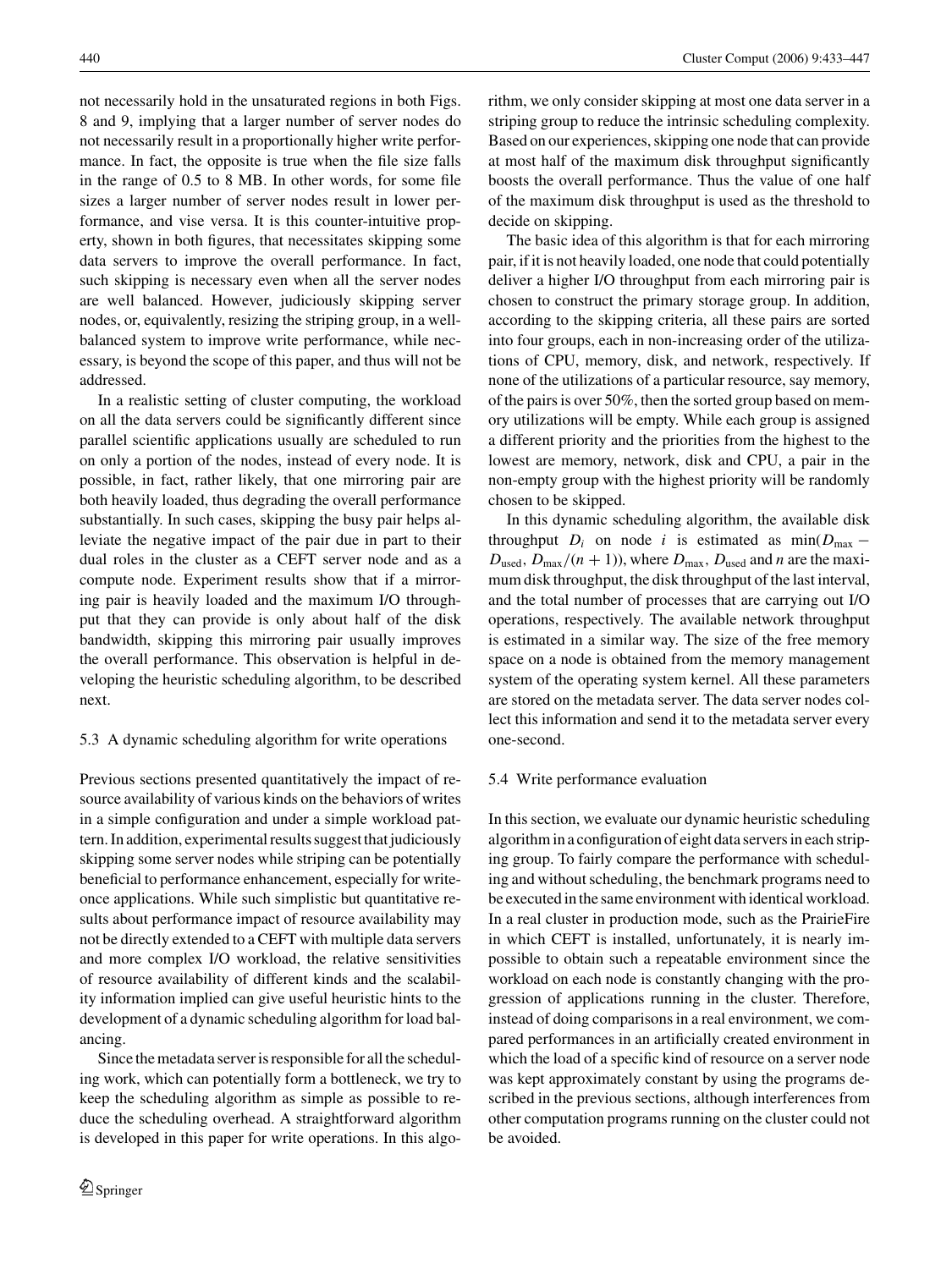not necessarily hold in the unsaturated regions in both Figs. 8 and 9, implying that a larger number of server nodes do not necessarily result in a proportionally higher write performance. In fact, the opposite is true when the file size falls in the range of 0.5 to 8 MB. In other words, for some file sizes a larger number of server nodes result in lower performance, and vise versa. It is this counter-intuitive property, shown in both figures, that necessitates skipping some data servers to improve the overall performance. In fact, such skipping is necessary even when all the server nodes are well balanced. However, judiciously skipping server nodes, or, equivalently, resizing the striping group, in a well-balanced system to improve write performance, while necessary, is beyond the scope of this paper, and thus will not be addressed.

In a realistic setting of cluster computing, the workload on all the data servers could be significantly different since parallel scientific applications usually are scheduled to run on only a portion of the nodes, instead of every node. It is possible, in fact, rather likely, that one mirroring pair are both heavily loaded, thus degrading the overall performance substantially. In such cases, skipping the busy pair helps alleviate the negative impact of the pair due in part to their dual roles in the cluster as a CEFT server node and as a compute node. Experiment results show that if a mirroring pair is heavily loaded and the maximum I/O throughput that they can provide is only about half of the disk bandwidth, skipping this mirroring pair usually improves the overall performance. This observation is helpful in developing the heuristic scheduling algorithm, to be described next.

### 5.3 A dynamic scheduling algorithm for write operations

Previous sections presented quantitatively the impact of resource availability of various kinds on the behaviors of writes in a simple configuration and under a simple workload pattern. In addition, experimental results suggest that judiciously skipping some server nodes while striping can be potentially beneficial to performance enhancement, especially for write-once applications. While such simplistic but quantitative results about performance impact of resource availability may not be directly extended to a CEFT with multiple data servers and more complex I/O workload, the relative sensitivities of resource availability of different kinds and the scalability information implied can give useful heuristic hints to the development of a dynamic scheduling algorithm for load balancing.

Since the metadata server is responsible for all the scheduling work, which can potentially form a bottleneck, we try to keep the scheduling algorithm as simple as possible to reduce the scheduling overhead. A straightforward algorithm is developed in this paper for write operations. In this algorithm, we only consider skipping at most one data server in a striping group to reduce the intrinsic scheduling complexity. Based on our experiences, skipping one node that can provide at most half of the maximum disk throughput significantly boosts the overall performance. Thus the value of one half of the maximum disk throughput is used as the threshold to decide on skipping.

The basic idea of this algorithm is that for each mirroring pair, if it is not heavily loaded, one node that could potentially deliver a higher I/O throughput from each mirroring pair is chosen to construct the primary storage group. In addition, according to the skipping criteria, all these pairs are sorted into four groups, each in non-increasing order of the utilizations of CPU, memory, disk, and network, respectively. If none of the utilizations of a particular resource, say memory, of the pairs is over 50%, then the sorted group based on memory utilizations will be empty. While each group is assigned a different priority and the priorities from the highest to the lowest are memory, network, disk and CPU, a pair in the non-empty group with the highest priority will be randomly chosen to be skipped.

In this dynamic scheduling algorithm, the available disk throughput $D_i$ on node $i$ is estimated as $\min(D_{\max} - D_{\text{used}}, D_{\max}/(n+1))$, where $D_{\max}$, $D_{\text{used}}$ and $n$ are the maximum disk throughput, the disk throughput of the last interval, and the total number of processes that are carrying out I/O operations, respectively. The available network throughput is estimated in a similar way. The size of the free memory space on a node is obtained from the memory management system of the operating system kernel. All these parameters are stored on the metadata server. The data server nodes collect this information and send it to the metadata server every one-second.

### 5.4 Write performance evaluation

In this section, we evaluate our dynamic heuristic scheduling algorithm in a configuration of eight data servers in each striping group. To fairly compare the performance with scheduling and without scheduling, the benchmark programs need to be executed in the same environment with identical workload. In a real cluster in production mode, such as the PrairieFire in which CEFT is installed, unfortunately, it is nearly impossible to obtain such a repeatable environment since the workload on each node is constantly changing with the progression of applications running in the cluster. Therefore, instead of doing comparisons in a real environment, we compared performances in an artificially created environment in which the load of a specific kind of resource on a server node was kept approximately constant by using the programs described in the previous sections, although interferences from other computation programs running on the cluster could not be avoided.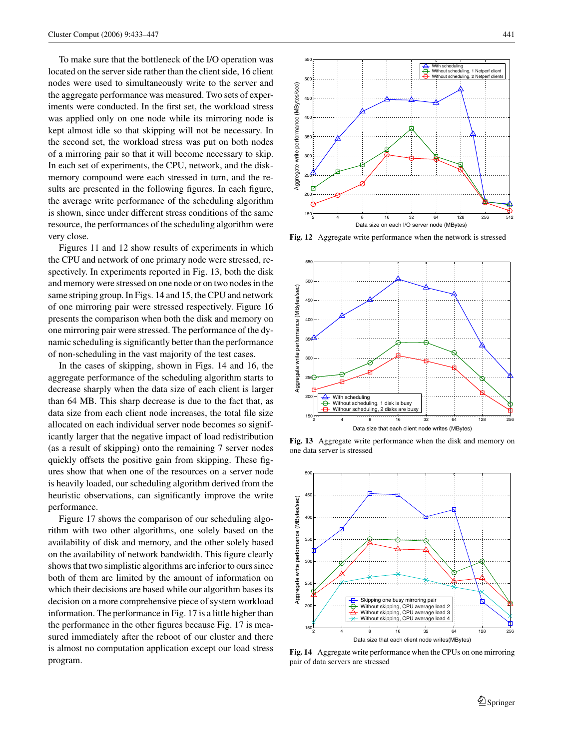To make sure that the bottleneck of the I/O operation was located on the server side rather than the client side, 16 client nodes were used to simultaneously write to the server and the aggregate performance was measured. Two sets of experiments were conducted. In the first set, the workload stress was applied only on one node while its mirroring node is kept almost idle so that skipping will not be necessary. In the second set, the workload stress was put on both nodes of a mirroring pair so that it will become necessary to skip. In each set of experiments, the CPU, network, and the disk-memory compound were each stressed in turn, and the results are presented in the following figures. In each figure, the average write performance of the scheduling algorithm is shown, since under different stress conditions of the same resource, the performances of the scheduling algorithm were very close.

Figures 11 and 12 show results of experiments in which the CPU and network of one primary node were stressed, respectively. In experiments reported in Fig. 13, both the disk and memory were stressed on one node or on two nodes in the same striping group. In Figs. 14 and 15, the CPU and network of one mirroring pair were stressed respectively. Figure 16 presents the comparison when both the disk and memory on one mirroring pair were stressed. The performance of the dynamic scheduling is significantly better than the performance of non-scheduling in the vast majority of the test cases.

In the cases of skipping, shown in Figs. 14 and 16, the aggregate performance of the scheduling algorithm starts to decrease sharply when the data size of each client is larger than 64 MB. This sharp decrease is due to the fact that, as data size from each client node increases, the total file size allocated on each individual server node becomes so significantly larger that the negative impact of load redistribution (as a result of skipping) onto the remaining 7 server nodes quickly offsets the positive gain from skipping. These figures show that when one of the resources on a server node is heavily loaded, our scheduling algorithm derived from the heuristic observations, can significantly improve the write performance.

Figure 17 shows the comparison of our scheduling algorithm with two other algorithms, one solely based on the availability of disk and memory, and the other solely based on the availability of network bandwidth. This figure clearly shows that two simplistic algorithms are inferior to ours since both of them are limited by the amount of information on which their decisions are based while our algorithm bases its decision on a more comprehensive piece of system workload information. The performance in Fig. 17 is a little higher than the performance in the other figures because Fig. 17 is measured immediately after the reboot of our cluster and there is almost no computation application except our load stress program.

**Fig. 12** Aggregate write performance when the network is stressed

**Fig. 13** Aggregate write performance when the disk and memory on one data server is stressed

**Fig. 14** Aggregate write performance when the CPUs on one mirroring pair of data servers are stressed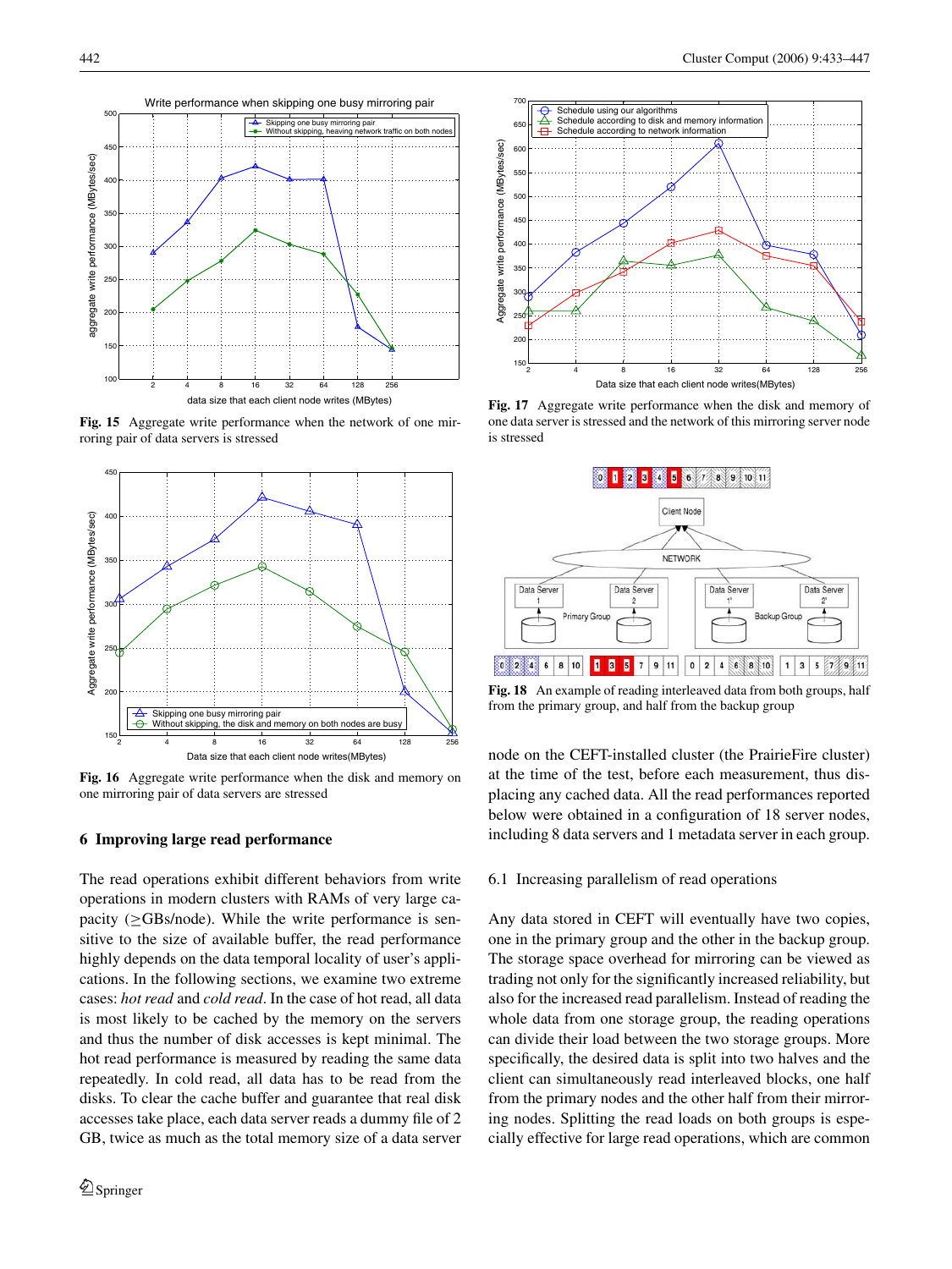Fig. 15 Aggregate write performance when the network of one mirroring pair of data servers is stressed

Fig. 16 Aggregate write performance when the disk and memory on one mirroring pair of data servers are stressed

Fig. 17 Aggregate write performance when the disk and memory of one data server is stressed and the network of this mirroring server node is stressed

Fig. 18 An example of reading interleaved data from both groups, half from the primary group, and half from the backup group

## 6 Improving large read performance

The read operations exhibit different behaviors from write operations in modern clusters with RAMs of very large capacity ($\geq$GBs/node). While the write performance is sensitive to the size of available buffer, the read performance highly depends on the data temporal locality of user's applications. In the following sections, we examine two extreme cases: *hot read* and *cold read*. In the case of hot read, all data is most likely to be cached by the memory on the servers and thus the number of disk accesses is kept minimal. The hot read performance is measured by reading the same data repeatedly. In cold read, all data has to be read from the disks. To clear the cache buffer and guarantee that real disk accesses take place, each data server reads a dummy file of 2 GB, twice as much as the total memory size of a data server node on the CEFT-installed cluster (the PrairieFire cluster) at the time of the test, before each measurement, thus displacing any cached data. All the read performances reported below were obtained in a configuration of 18 server nodes, including 8 data servers and 1 metadata server in each group.

### 6.1 Increasing parallelism of read operations

Any data stored in CEFT will eventually have two copies, one in the primary group and the other in the backup group. The storage space overhead for mirroring can be viewed as trading not only for the significantly increased reliability, but also for the increased read parallelism. Instead of reading the whole data from one storage group, the reading operations can divide their load between the two storage groups. More specifically, the desired data is split into two halves and the client can simultaneously read interleaved blocks, one half from the primary nodes and the other half from their mirroring nodes. Splitting the read loads on both groups is especially effective for large read operations, which are common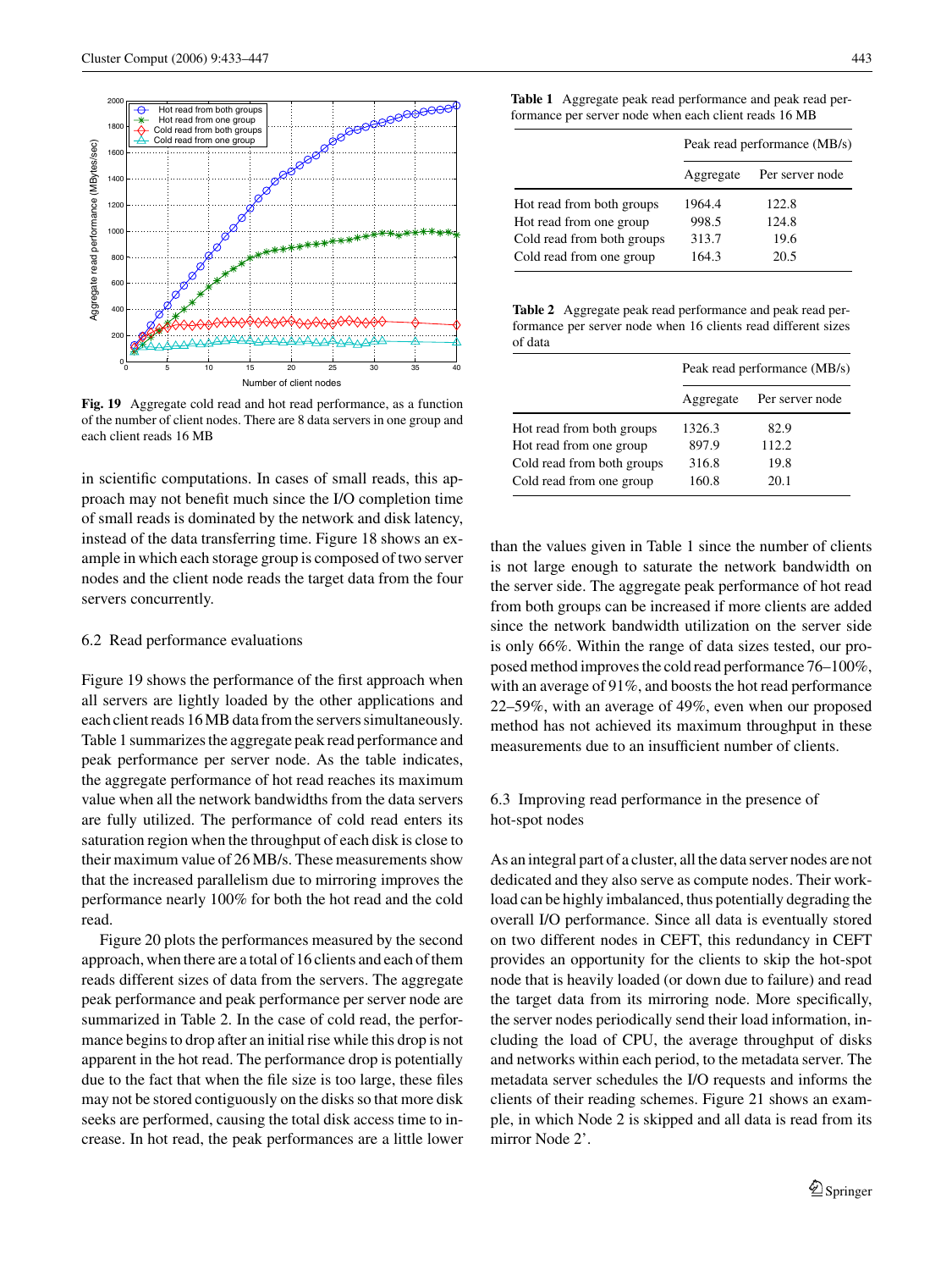Fig. 19 Aggregate cold read and hot read performance, as a function of the number of client nodes. There are 8 data servers in one group and each client reads 16 MB

in scientific computations. In cases of small reads, this approach may not benefit much since the I/O completion time of small reads is dominated by the network and disk latency, instead of the data transferring time. Figure 18 shows an example in which each storage group is composed of two server nodes and the client node reads the target data from the four servers concurrently.

### 6.2 Read performance evaluations

Figure 19 shows the performance of the first approach when all servers are lightly loaded by the other applications and each client reads 16 MB data from the servers simultaneously. Table 1 summarizes the aggregate peak read performance and peak performance per server node. As the table indicates, the aggregate performance of hot read reaches its maximum value when all the network bandwidths from the data servers are fully utilized. The performance of cold read enters its saturation region when the throughput of each disk is close to their maximum value of 26 MB/s. These measurements show that the increased parallelism due to mirroring improves the performance nearly 100% for both the hot read and the cold read.

Figure 20 plots the performances measured by the second approach, when there are a total of 16 clients and each of them reads different sizes of data from the servers. The aggregate peak performance and peak performance per server node are summarized in Table 2. In the case of cold read, the performance begins to drop after an initial rise while this drop is not apparent in the hot read. The performance drop is potentially due to the fact that when the file size is too large, these files may not be stored contiguously on the disks so that more disk seeks are performed, causing the total disk access time to increase. In hot read, the peak performances are a little lower than the values given in Table 1 since the number of clients is not large enough to saturate the network bandwidth on the server side. The aggregate peak performance of hot read from both groups can be increased if more clients are added since the network bandwidth utilization on the server side is only 66%. Within the range of data sizes tested, our proposed method improves the cold read performance 76–100%, with an average of 91%, and boosts the hot read performance 22–59%, with an average of 49%, even when our proposed method has not achieved its maximum throughput in these measurements due to an insufficient number of clients.

**Table 1** Aggregate peak read performance and peak read performance per server node when each client reads 16 MB

| | Peak read performance (MB/s) | |
|---|---|---|
| | Aggregate | Per server node |
| Hot read from both groups | 1964.4 | 122.8 |
| Hot read from one group | 998.5 | 124.8 |
| Cold read from both groups | 313.7 | 19.6 |
| Cold read from one group | 164.3 | 20.5 |

**Table 2** Aggregate peak read performance and peak read performance per server node when 16 clients read different sizes of data

| | Peak read performance (MB/s) | |
|---|---|---|
| | Aggregate | Per server node |
| Hot read from both groups | 1326.3 | 82.9 |
| Hot read from one group | 897.9 | 112.2 |
| Cold read from both groups | 316.8 | 19.8 |
| Cold read from one group | 160.8 | 20.1 |

### 6.3 Improving read performance in the presence of hot-spot nodes

As an integral part of a cluster, all the data server nodes are not dedicated and they also serve as compute nodes. Their workload can be highly imbalanced, thus potentially degrading the overall I/O performance. Since all data is eventually stored on two different nodes in CEFT, this redundancy in CEFT provides an opportunity for the clients to skip the hot-spot node that is heavily loaded (or down due to failure) and read the target data from its mirroring node. More specifically, the server nodes periodically send their load information, including the load of CPU, the average throughput of disks and networks within each period, to the metadata server. The metadata server schedules the I/O requests and informs the clients of their reading schemes. Figure 21 shows an example, in which Node 2 is skipped and all data is read from its mirror Node 2'.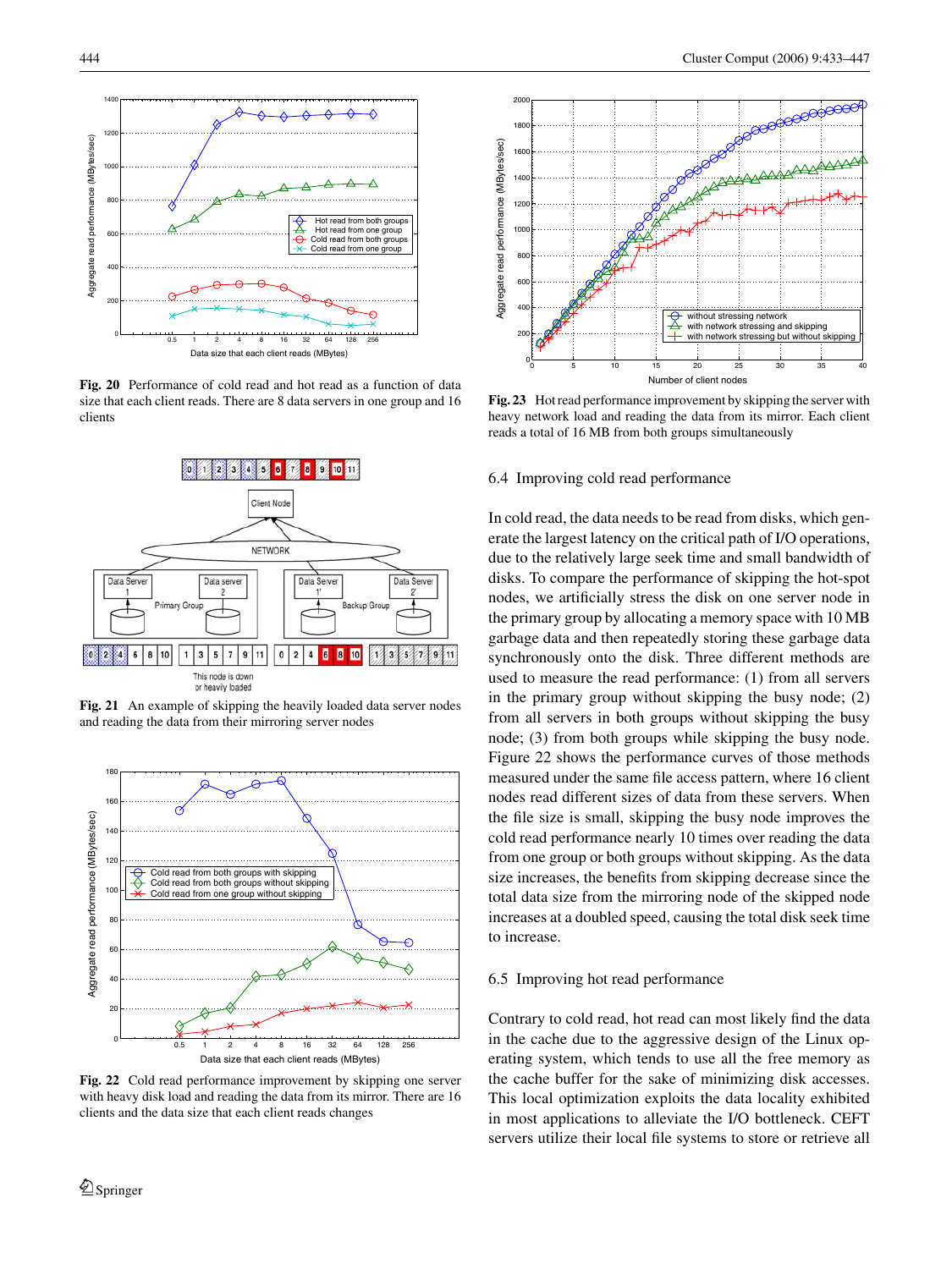**Fig. 20** Performance of cold read and hot read as a function of data size that each client reads. There are 8 data servers in one group and 16 clients

**Fig. 21** An example of skipping the heavily loaded data server nodes and reading the data from their mirroring server nodes

**Fig. 22** Cold read performance improvement by skipping one server with heavy disk load and reading the data from its mirror. There are 16 clients and the data size that each client reads changes

**Fig. 23** Hot read performance improvement by skipping the server with heavy network load and reading the data from its mirror. Each client reads a total of 16 MB from both groups simultaneously

### 6.4 Improving cold read performance

In cold read, the data needs to be read from disks, which generate the largest latency on the critical path of I/O operations, due to the relatively large seek time and small bandwidth of disks. To compare the performance of skipping the hot-spot nodes, we artificially stress the disk on one server node in the primary group by allocating a memory space with 10 MB garbage data and then repeatedly storing these garbage data synchronously onto the disk. Three different methods are used to measure the read performance: (1) from all servers in the primary group without skipping the busy node; (2) from all servers in both groups without skipping the busy node; (3) from both groups while skipping the busy node. Figure 22 shows the performance curves of those methods measured under the same file access pattern, where 16 client nodes read different sizes of data from these servers. When the file size is small, skipping the busy node improves the cold read performance nearly 10 times over reading the data from one group or both groups without skipping. As the data size increases, the benefits from skipping decrease since the total data size from the mirroring node of the skipped node increases at a doubled speed, causing the total disk seek time to increase.

### 6.5 Improving hot read performance

Contrary to cold read, hot read can most likely find the data in the cache due to the aggressive design of the Linux operating system, which tends to use all the free memory as the cache buffer for the sake of minimizing disk accesses. This local optimization exploits the data locality exhibited in most applications to alleviate the I/O bottleneck. CEFT servers utilize their local file systems to store or retrieve all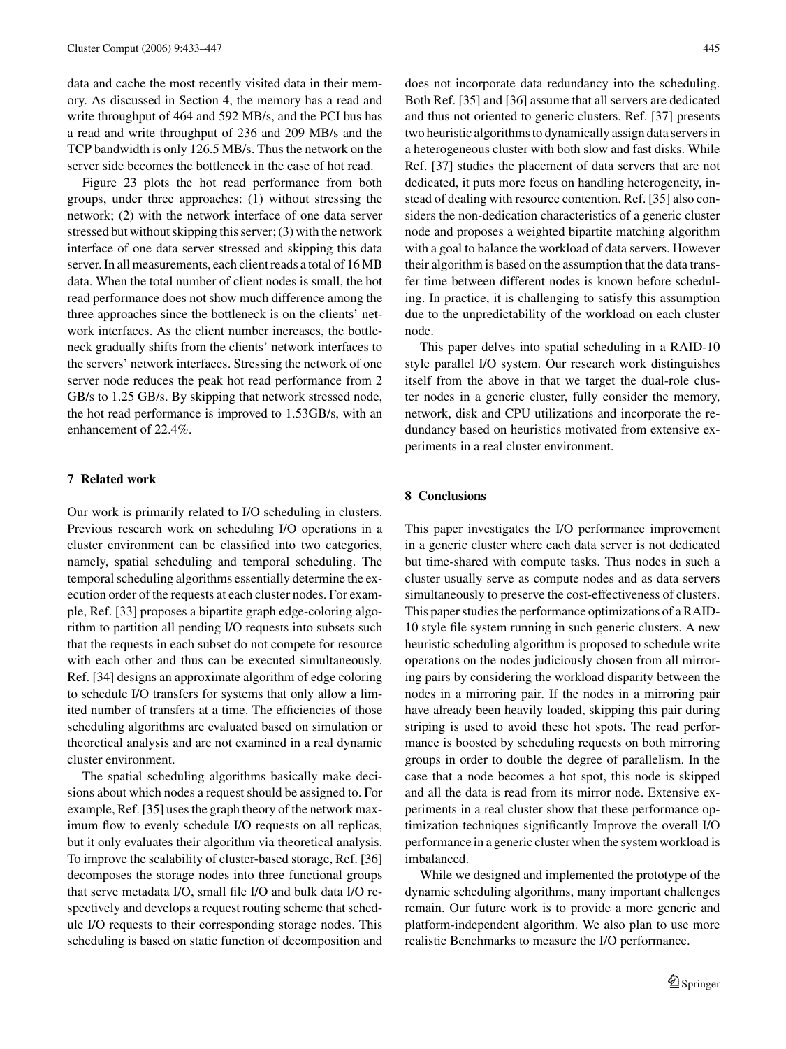data and cache the most recently visited data in their memory. As discussed in Section 4, the memory has a read and write throughput of 464 and 592 MB/s, and the PCI bus has a read and write throughput of 236 and 209 MB/s and the TCP bandwidth is only 126.5 MB/s. Thus the network on the server side becomes the bottleneck in the case of hot read.

Figure 23 plots the hot read performance from both groups, under three approaches: (1) without stressing the network; (2) with the network interface of one data server stressed but without skipping this server; (3) with the network interface of one data server stressed and skipping this data server. In all measurements, each client reads a total of 16 MB data. When the total number of client nodes is small, the hot read performance does not show much difference among the three approaches since the bottleneck is on the clients' network interfaces. As the client number increases, the bottleneck gradually shifts from the clients' network interfaces to the servers' network interfaces. Stressing the network of one server node reduces the peak hot read performance from 2 GB/s to 1.25 GB/s. By skipping that network stressed node, the hot read performance is improved to 1.53GB/s, with an enhancement of 22.4%.

## 7 Related work

Our work is primarily related to I/O scheduling in clusters. Previous research work on scheduling I/O operations in a cluster environment can be classified into two categories, namely, spatial scheduling and temporal scheduling. The temporal scheduling algorithms essentially determine the execution order of the requests at each cluster nodes. For example, Ref. [33] proposes a bipartite graph edge-coloring algorithm to partition all pending I/O requests into subsets such that the requests in each subset do not compete for resource with each other and thus can be executed simultaneously. Ref. [34] designs an approximate algorithm of edge coloring to schedule I/O transfers for systems that only allow a limited number of transfers at a time. The efficiencies of those scheduling algorithms are evaluated based on simulation or theoretical analysis and are not examined in a real dynamic cluster environment.

The spatial scheduling algorithms basically make decisions about which nodes a request should be assigned to. For example, Ref. [35] uses the graph theory of the network maximum flow to evenly schedule I/O requests on all replicas, but it only evaluates their algorithm via theoretical analysis. To improve the scalability of cluster-based storage, Ref. [36] decomposes the storage nodes into three functional groups that serve metadata I/O, small file I/O and bulk data I/O respectively and develops a request routing scheme that schedule I/O requests to their corresponding storage nodes. This scheduling is based on static function of decomposition and does not incorporate data redundancy into the scheduling. Both Ref. [35] and [36] assume that all servers are dedicated and thus not oriented to generic clusters. Ref. [37] presents two heuristic algorithms to dynamically assign data servers in a heterogeneous cluster with both slow and fast disks. While Ref. [37] studies the placement of data servers that are not dedicated, it puts more focus on handling heterogeneity, instead of dealing with resource contention. Ref. [35] also considers the non-dedication characteristics of a generic cluster node and proposes a weighted bipartite matching algorithm with a goal to balance the workload of data servers. However their algorithm is based on the assumption that the data transfer time between different nodes is known before scheduling. In practice, it is challenging to satisfy this assumption due to the unpredictability of the workload on each cluster node.

This paper delves into spatial scheduling in a RAID-10 style parallel I/O system. Our research work distinguishes itself from the above in that we target the dual-role cluster nodes in a generic cluster, fully consider the memory, network, disk and CPU utilizations and incorporate the redundancy based on heuristics motivated from extensive experiments in a real cluster environment.

## 8 Conclusions

This paper investigates the I/O performance improvement in a generic cluster where each data server is not dedicated but time-shared with compute tasks. Thus nodes in such a cluster usually serve as compute nodes and as data servers simultaneously to preserve the cost-effectiveness of clusters. This paper studies the performance optimizations of a RAID-10 style file system running in such generic clusters. A new heuristic scheduling algorithm is proposed to schedule write operations on the nodes judiciously chosen from all mirroring pairs by considering the workload disparity between the nodes in a mirroring pair. If the nodes in a mirroring pair have already been heavily loaded, skipping this pair during striping is used to avoid these hot spots. The read performance is boosted by scheduling requests on both mirroring groups in order to double the degree of parallelism. In the case that a node becomes a hot spot, this node is skipped and all the data is read from its mirror node. Extensive experiments in a real cluster show that these performance optimization techniques significantly Improve the overall I/O performance in a generic cluster when the system workload is imbalanced.

While we designed and implemented the prototype of the dynamic scheduling algorithms, many important challenges remain. Our future work is to provide a more generic and platform-independent algorithm. We also plan to use more realistic Benchmarks to measure the I/O performance.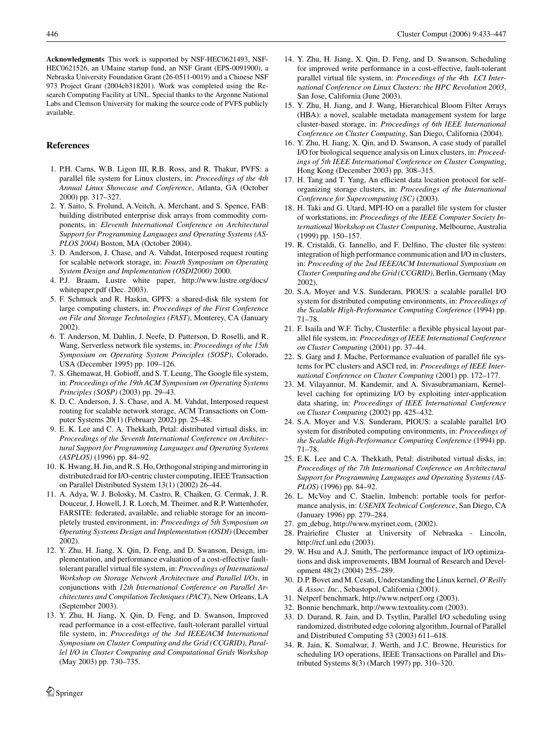**Acknowledgments** This work is supported by NSF-HEC0621493, NSF-HEC0621526, an UMaine startup fund, an NSF Grant (EPS-0091900), a Nebraska University Foundation Grant (26-0511-0019) and a Chinese NSF 973 Project Grant (2004cb318201). Work was completed using the Research Computing Facility at UNL. Special thanks to the Argonne National Labs and Clemson University for making the source code of PVFS publicly available.

## References

1. P.H. Carns, W.B. Ligon III, R.B. Ross, and R. Thakur, PVFS: a parallel file system for Linux clusters, in: *Proceedings of the 4th Annual Linux Showcase and Conference*, Atlanta, GA (October 2000) pp. 317–327.
2. Y. Saito, S. Frolund, A.Veitch, A. Merchant, and S. Spence, FAB: building distributed enterprise disk arrays from commodity components, in: *Eleventh International Conference on Architectural Support for Programming Languages and Operating Systems (ASPLOS 2004)* Boston, MA (October 2004).
3. D. Anderson, J. Chase, and A. Vahdat, Interposed request routing for scalable network storage, in: *Fourth Symposium on Operating System Design and Implementation (OSDI2000)* 2000.
4. P.J. Braam, Lustre white paper, http://www.lustre.org/docs/whitepaper.pdf (Dec. 2003).
5. F. Schmuck and R. Haskin, GPFS: a shared-disk file system for large computing clusters, in: *Proceedings of the First Conference on File and Storage Technologies (FAST)*, Monterey, CA (January 2002).
6. T. Anderson, M. Dahlin, J. Neefe, D. Patterson, D. Roselli, and R. Wang, Serverless network file systems, in: *Proceedings of the 15th Symposium on Operating System Principles (SOSP)*, Colorado, USA (December 1995) pp. 109–126.
7. S. Ghemawat, H. Gobioff, and S. T. Leung, The Google file system, in: *Proceedings of the 19th ACM Symposium on Operating Systems Principles (SOSP)* (2003) pp. 29–43.
8. D. C. Anderson, J. S. Chase, and A. M. Vahdat, Interposed request routing for scalable network storage, ACM Transactions on Computer Systems 20(1) (February 2002) pp. 25–48.
9. E. K. Lee and C. A. Thekkath, Petal: distributed virtual disks, in: *Proceedings of the Seventh International Conference on Architectural Support for Programming Languages and Operating Systems (ASPLOS)* (1996) pp. 84–92.
10. K. Hwang, H. Jin, and R. S. Ho, Orthogonal striping and mirroring in distributed raid for I/O-centric cluster computing, IEEE Transaction on Parallel Distributed System 13(1) (2002) 26–44.
11. A. Adya, W. J. Bolosky, M. Castro, R. Chaiken, G. Cermak, J. R. Douceur, J. Howell, J. R. Lorch, M. Theimer, and R.P. Wattenhofer, FARSITE: federated, available, and reliable storage for an incompletely trusted environment, in: *Proceedings of 5th Symposium on Operating Systems Design and Implementation (OSDI)* (December 2002).
12. Y. Zhu, H. Jiang, X. Qin, D. Feng, and D. Swanson, Design, implementation, and performance evaluation of a cost-effective fault-tolerant parallel virtual file system, in: *Proceedings of International Workshop on Storage Network Architecture and Parallel I/Os*, in conjunctions with *12th International Conference on Parallel Architectures and Compilation Techniques (PACT)*, New Orleans, LA (September 2003).
13. Y. Zhu, H. Jiang, X. Qin, D. Feng, and D. Swanson, Improved read performance in a cost-effective, fault-tolerant parallel virtual file system, in: *Proceedings of the 3rd IEEE/ACM International Symposium on Cluster Computing and the Grid (CCGRID)*, *Parallel I/O in Cluster Computing and Computational Grids Workshop* (May 2003) pp. 730–735.
14. Y. Zhu, H. Jiang, X. Qin, D. Feng, and D. Swanson, Scheduling for improved write performance in a cost-effective, fault-tolerant parallel virtual file system, in: *Proceedings of the 4th LCI International Conference on Linux Clusters: the HPC Revolution 2003*, San Jose, California (June 2003).
15. Y. Zhu, H. Jiang, and J. Wang, Hierarchical Bloom Filter Arrays (HBA): a novel, scalable metadata management system for large cluster-based storage, in: *Proceedings of 6th IEEE International Conference on Cluster Computing*, San Diego, California (2004).
16. Y. Zhu, H. Jiang, X. Qin, and D. Swanson, A case study of parallel I/O for biological sequence analysis on Linux clusters, in: *Proceedings of 5th IEEE International Conference on Cluster Computing*, Hong Kong (December 2003) pp. 308–315.
17. H. Tang and T. Yang, An efficient data location protocol for self-organizing storage clusters, in: *Proceedings of the International Conference for Supercomputing (SC)* (2003).
18. H. Taki and G. Utard, MPI-IO on a parallel file system for cluster of workstations, in: *Proceedings of the IEEE Computer Society International Workshop on Cluster Computing*, Melbourne, Australia (1999) pp. 150–157.
19. R. Cristaldi, G. Iannello, and F. Delfino, The cluster file system: integration of high performance communication and I/O in clusters, in: *Proceeding of the 2nd IEEE/ACM International Symposium on Cluster Computing and the Grid (CCGRID)*, Berlin, Germany (May 2002).
20. S.A. Moyer and V.S. Sunderam, PIOUS: a scalable parallel I/O system for distributed computing environments, in: *Proceedings of the Scalable High-Performance Computing Conference* (1994) pp. 71–78.
21. F. Isaila and W.F. Tichy, Clusterfile: a flexible physical layout parallel file system, in: *Proceedings of IEEE International Conference on Cluster Computing* (2001) pp. 37–44.
22. S. Garg and J. Mache, Performance evaluation of parallel file systems for PC clusters and ASCI red, in: *Proceedings of IEEE International Conference on Cluster Computing* (2001) pp. 172–177.
23. M. Vilayannur, M. Kandemir, and A. Sivasubramaniam, Kernel-level caching for optimizing I/O by exploiting inter-application data sharing, in: *Proceedings of IEEE International Conference on Cluster Computing* (2002) pp. 425–432.
24. S.A. Moyer and V.S. Sunderam, PIOUS: a scalable parallel I/O system for distributed computing environments, in: *Proceedings of the Scalable High-Performance Computing Conference* (1994) pp. 71–78.
25. E.K. Lee and C.A. Thekkath, Petal: distributed virtual disks, in: *Proceedings of the 7th International Conference on Architectural Support for Programming Languages and Operating Systems (ASPLOS)* (1996) pp. 84–92.
26. L. McVoy and C. Staelin, lmbench: portable tools for performance analysis, in: *USENIX Technical Conference*, San Diego, CA (January 1996) pp. 279–284.
27. gm_debug, http://www.myrinet.com, (2002).
28. Prairiefire Cluster at University of Nebraska - Lincoln, http://rcf.unl.edu (2003).
29. W. Hsu and A.J. Smith, The performance impact of I/O optimizations and disk improvements, IBM Journal of Research and Development 48(2) (2004) 255–289.
30. D.P. Bovet and M. Cesati, Understanding the Linux kernel, *O'Reilly & Assoc. Inc.*, Sebastopol, California (2001).
31. Netperf benchmark, http://www.netperf.org (2003).
32. Bonnie benchmark, http://www.textuality.com (2003).
33. D. Durand, R. Jain, and D. Tsytlin, Parallel I/O scheduling using randomized, distributed edge coloring algorithm, Journal of Parallel and Distributed Computing 53 (2003) 611–618.
34. R. Jain, K. Somalwar, J. Werth, and J.C. Browne, Heuristics for scheduling I/O operations, IEEE Transactions on Parallel and Distributed Systems 8(3) (March 1997) pp. 310–320.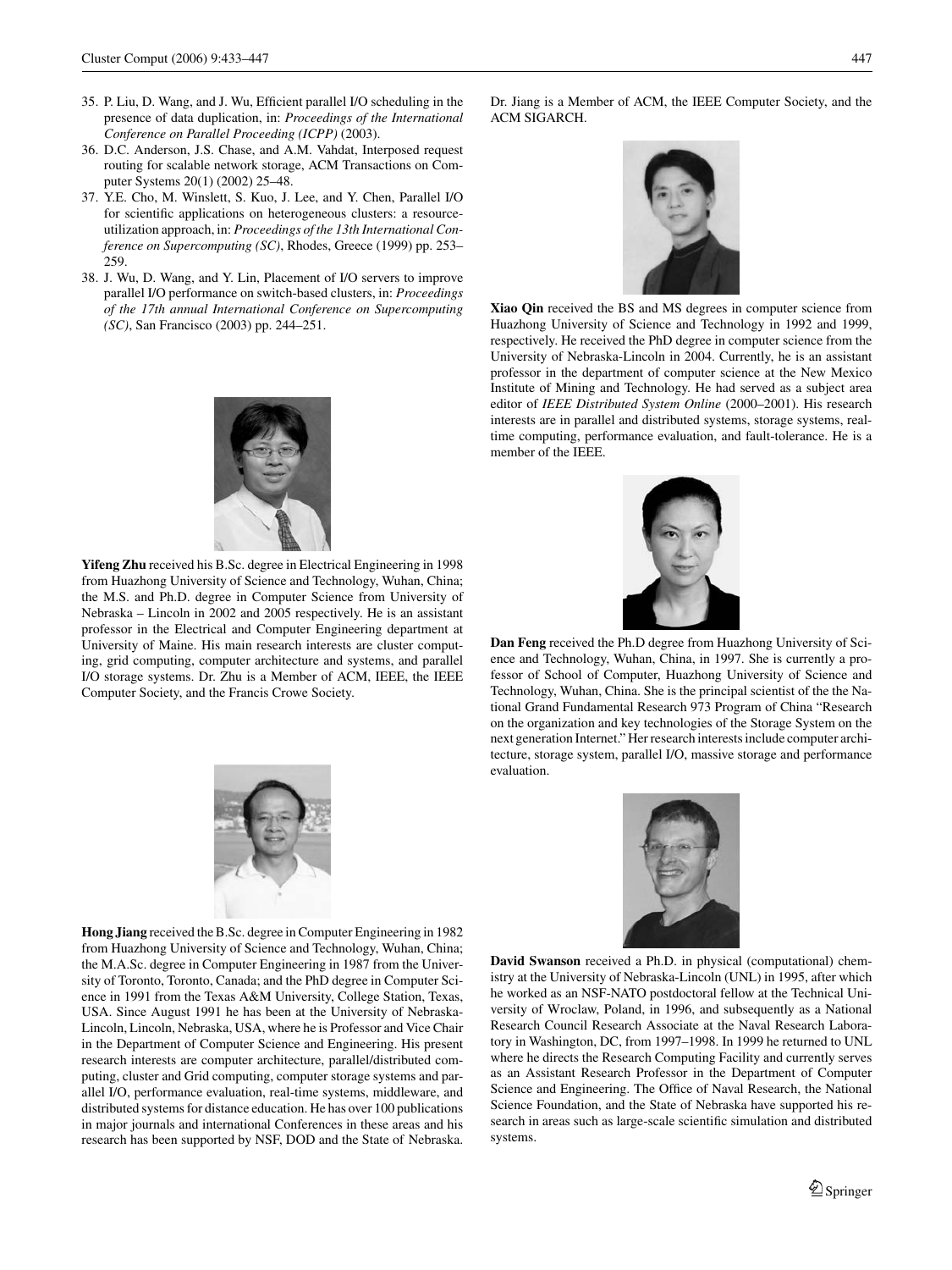35. P. Liu, D. Wang, and J. Wu, Efficient parallel I/O scheduling in the presence of data duplication, in: *Proceedings of the International Conference on Parallel Proceeding (ICPP)* (2003).
36. D.C. Anderson, J.S. Chase, and A.M. Vahdat, Interposed request routing for scalable network storage, ACM Transactions on Computer Systems 20(1) (2002) 25–48.
37. Y.E. Cho, M. Winslett, S. Kuo, J. Lee, and Y. Chen, Parallel I/O for scientific applications on heterogeneous clusters: a resource-utilization approach, in: *Proceedings of the 13th International Conference on Supercomputing (SC)*, Rhodes, Greece (1999) pp. 253–259.
38. J. Wu, D. Wang, and Y. Lin, Placement of I/O servers to improve parallel I/O performance on switch-based clusters, in: *Proceedings of the 17th annual International Conference on Supercomputing (SC)*, San Francisco (2003) pp. 244–251.

**Yifeng Zhu** received his B.Sc. degree in Electrical Engineering in 1998 from Huazhong University of Science and Technology, Wuhan, China; the M.S. and Ph.D. degree in Computer Science from University of Nebraska – Lincoln in 2002 and 2005 respectively. He is an assistant professor in the Electrical and Computer Engineering department at University of Maine. His main research interests are cluster computing, grid computing, computer architecture and systems, and parallel I/O storage systems. Dr. Zhu is a Member of ACM, IEEE, the IEEE Computer Society, and the Francis Crowe Society.

**Hong Jiang** received the B.Sc. degree in Computer Engineering in 1982 from Huazhong University of Science and Technology, Wuhan, China; the M.A.Sc. degree in Computer Engineering in 1987 from the University of Toronto, Toronto, Canada; and the PhD degree in Computer Science in 1991 from the Texas A&M University, College Station, Texas, USA. Since August 1991 he has been at the University of Nebraska-Lincoln, Lincoln, Nebraska, USA, where he is Professor and Vice Chair in the Department of Computer Science and Engineering. His present research interests are computer architecture, parallel/distributed computing, cluster and Grid computing, computer storage systems and parallel I/O, performance evaluation, real-time systems, middleware, and distributed systems for distance education. He has over 100 publications in major journals and international Conferences in these areas and his research has been supported by NSF, DOD and the State of Nebraska. Dr. Jiang is a Member of ACM, the IEEE Computer Society, and the ACM SIGARCH.

**Xiao Qin** received the BS and MS degrees in computer science from Huazhong University of Science and Technology in 1992 and 1999, respectively. He received the PhD degree in computer science from the University of Nebraska-Lincoln in 2004. Currently, he is an assistant professor in the department of computer science at the New Mexico Institute of Mining and Technology. He had served as a subject area editor of *IEEE Distributed System Online* (2000–2001). His research interests are in parallel and distributed systems, storage systems, real-time computing, performance evaluation, and fault-tolerance. He is a member of the IEEE.

**Dan Feng** received the Ph.D degree from Huazhong University of Science and Technology, Wuhan, China, in 1997. She is currently a professor of School of Computer, Huazhong University of Science and Technology, Wuhan, China. She is the principal scientist of the the National Grand Fundamental Research 973 Program of China "Research on the organization and key technologies of the Storage System on the next generation Internet." Her research interests include computer architecture, storage system, parallel I/O, massive storage and performance evaluation.

**David Swanson** received a Ph.D. in physical (computational) chemistry at the University of Nebraska-Lincoln (UNL) in 1995, after which he worked as an NSF-NATO postdoctoral fellow at the Technical University of Wroclaw, Poland, in 1996, and subsequently as a National Research Council Research Associate at the Naval Research Laboratory in Washington, DC, from 1997–1998. In 1999 he returned to UNL where he directs the Research Computing Facility and currently serves as an Assistant Research Professor in the Department of Computer Science and Engineering. The Office of Naval Research, the National Science Foundation, and the State of Nebraska have supported his research in areas such as large-scale scientific simulation and distributed systems.